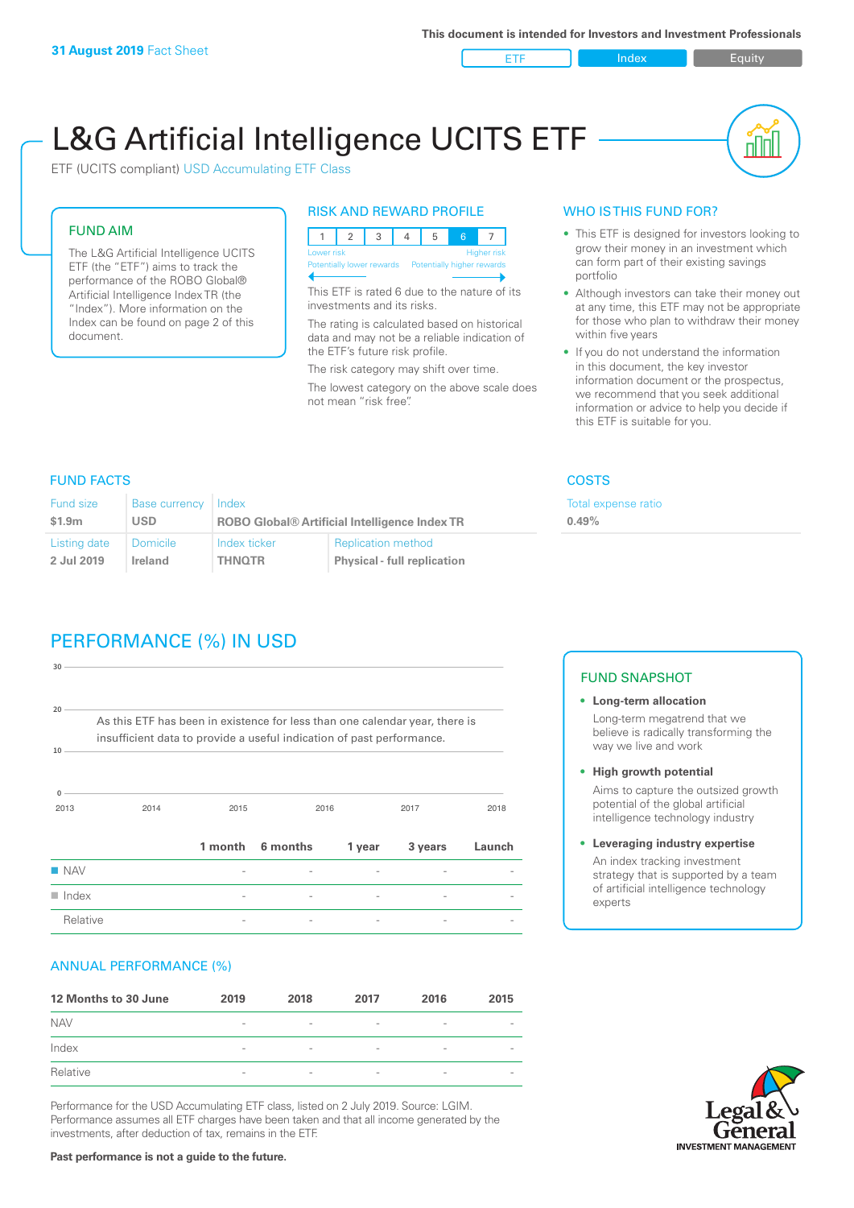**31 August 2019** Fact Sheet

This document is intended for Investors and Investment Professionals

ETF | Index | Equity

# L&G Artificial Intelligence UCITS ETF

ETF (UCITS compliant) USD Accumulating ETF Class

## FUND AIM

The L&G Artificial Intelligence UCITS ETF (the "ETF") aims to track the performance of the ROBO Global® Artificial Intelligence Index TR (the "Index"). More information on the Index can be found on page 2 of this document.

## RISK AND REWARD PROFILE

| 1 | 2 | 3 | 4 | 5 | 6 | 7 |
|---|---|---|---|---|---|---|

Lower risk — Higher risk
Potentially lower rewards — Potentially higher rewards

This ETF is rated 6 due to the nature of its investments and its risks.

The rating is calculated based on historical data and may not be a reliable indication of the ETF's future risk profile.

The risk category may shift over time.

The lowest category on the above scale does not mean "risk free".

## WHO IS THIS FUND FOR?

- This ETF is designed for investors looking to grow their money in an investment which can form part of their existing savings portfolio
- Although investors can take their money out at any time, this ETF may not be appropriate for those who plan to withdraw their money within five years
- If you do not understand the information in this document, the key investor information document or the prospectus, we recommend that you seek additional information or advice to help you decide if this ETF is suitable for you.

## FUND FACTS

| Fund size | Base currency | Index | |
|---|---|---|---|
| $1.9m | USD | ROBO Global® Artificial Intelligence Index TR | |
| **Listing date** | **Domicile** | **Index ticker** | **Replication method** |
| 2 Jul 2019 | Ireland | THNQTR | Physical - full replication |

## COSTS

Total expense ratio
**0.49%**

## PERFORMANCE (%) IN USD

As this ETF has been in existence for less than one calendar year, there is insufficient data to provide a useful indication of past performance.

| | 1 month | 6 months | 1 year | 3 years | Launch |
|---|---|---|---|---|---|
| NAV | - | - | - | - | - |
| Index | - | - | - | - | - |
| Relative | - | - | - | - | - |

## ANNUAL PERFORMANCE (%)

| 12 Months to 30 June | 2019 | 2018 | 2017 | 2016 | 2015 |
|---|---|---|---|---|---|
| NAV | - | - | - | - | - |
| Index | - | - | - | - | - |
| Relative | - | - | - | - | - |

Performance for the USD Accumulating ETF class, listed on 2 July 2019. Source: LGIM. Performance assumes all ETF charges have been taken and that all income generated by the investments, after deduction of tax, remains in the ETF.

**Past performance is not a guide to the future.**

## FUND SNAPSHOT

- **Long-term allocation**
  Long-term megatrend that we believe is radically transforming the way we live and work
- **High growth potential**
  Aims to capture the outsized growth potential of the global artificial intelligence technology industry
- **Leveraging industry expertise**
  An index tracking investment strategy that is supported by a team of artificial intelligence technology experts

Legal & General INVESTMENT MANAGEMENT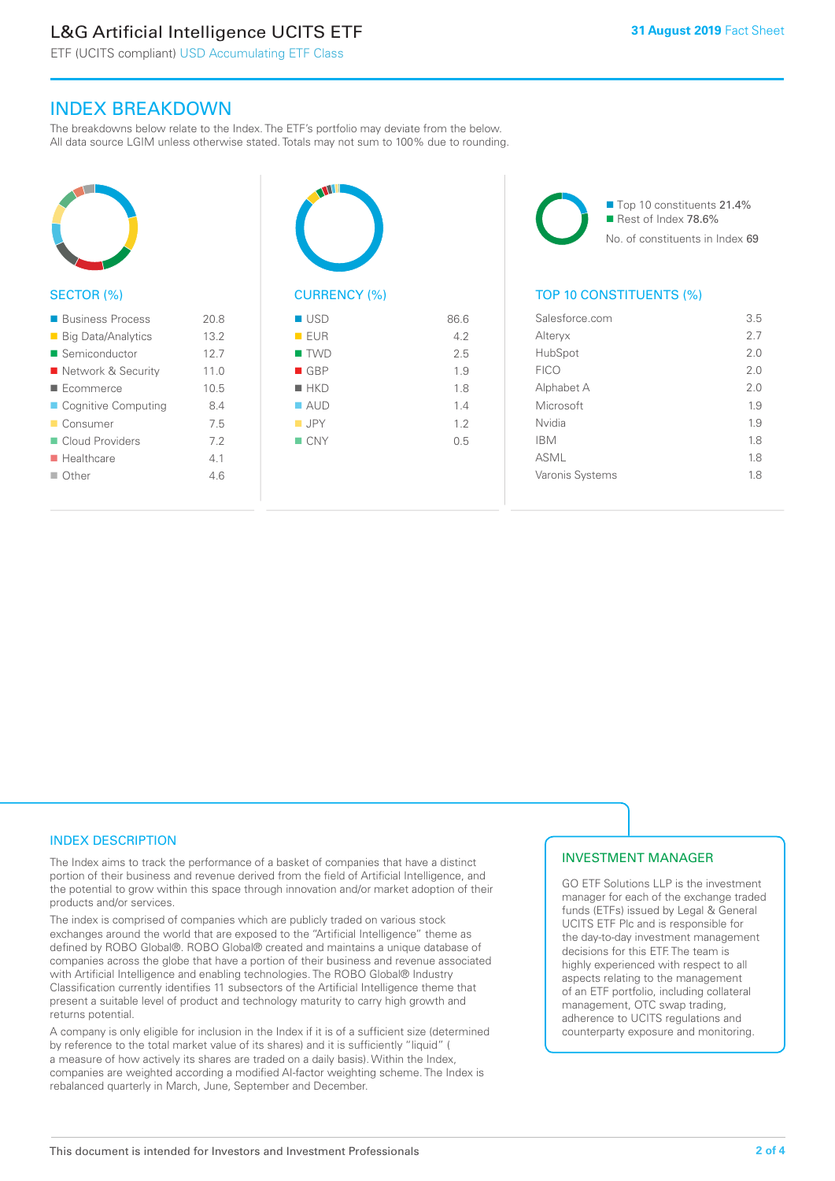## INDEX BREAKDOWN

The breakdowns below relate to the Index. The ETF's portfolio may deviate from the below. All data source LGIM unless otherwise stated. Totals may not sum to 100% due to rounding.

### SECTOR (%)

| Sector | % |
|---|---|
| Business Process | 20.8 |
| Big Data/Analytics | 13.2 |
| Semiconductor | 12.7 |
| Network & Security | 11.0 |
| Ecommerce | 10.5 |
| Cognitive Computing | 8.4 |
| Consumer | 7.5 |
| Cloud Providers | 7.2 |
| Healthcare | 4.1 |
| Other | 4.6 |

### CURRENCY (%)

| Currency | % |
|---|---|
| USD | 86.6 |
| EUR | 4.2 |
| TWD | 2.5 |
| GBP | 1.9 |
| HKD | 1.8 |
| AUD | 1.4 |
| JPY | 1.2 |
| CNY | 0.5 |

Top 10 constituents 21.4%
Rest of Index 78.6%
No. of constituents in Index 69

### TOP 10 CONSTITUENTS (%)

| Constituent | % |
|---|---|
| Salesforce.com | 3.5 |
| Alteryx | 2.7 |
| HubSpot | 2.0 |
| FICO | 2.0 |
| Alphabet A | 2.0 |
| Microsoft | 1.9 |
| Nvidia | 1.9 |
| IBM | 1.8 |
| ASML | 1.8 |
| Varonis Systems | 1.8 |

## INDEX DESCRIPTION

The Index aims to track the performance of a basket of companies that have a distinct portion of their business and revenue derived from the field of Artificial Intelligence, and the potential to grow within this space through innovation and/or market adoption of their products and/or services.

The index is comprised of companies which are publicly traded on various stock exchanges around the world that are exposed to the "Artificial Intelligence" theme as defined by ROBO Global®. ROBO Global® created and maintains a unique database of companies across the globe that have a portion of their business and revenue associated with Artificial Intelligence and enabling technologies. The ROBO Global® Industry Classification currently identifies 11 subsectors of the Artificial Intelligence theme that present a suitable level of product and technology maturity to carry high growth and returns potential.

A company is only eligible for inclusion in the Index if it is of a sufficient size (determined by reference to the total market value of its shares) and it is sufficiently "liquid" ( a measure of how actively its shares are traded on a daily basis). Within the Index, companies are weighted according a modified AI-factor weighting scheme. The Index is rebalanced quarterly in March, June, September and December.

## INVESTMENT MANAGER

GO ETF Solutions LLP is the investment manager for each of the exchange traded funds (ETFs) issued by Legal & General UCITS ETF Plc and is responsible for the day-to-day investment management decisions for this ETF. The team is highly experienced with respect to all aspects relating to the management of an ETF portfolio, including collateral management, OTC swap trading, adherence to UCITS regulations and counterparty exposure and monitoring.

This document is intended for Investors and Investment Professionals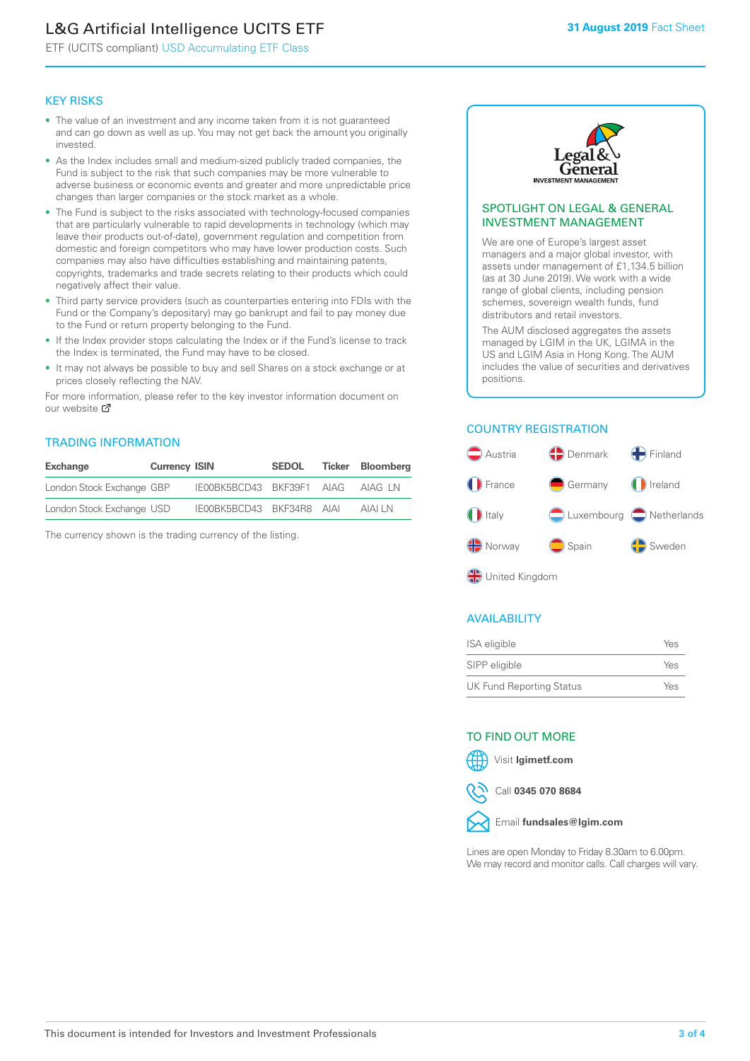# L&G Artificial Intelligence UCITS ETF

ETF (UCITS compliant) USD Accumulating ETF Class

**31 August 2019** Fact Sheet

## KEY RISKS

- The value of an investment and any income taken from it is not guaranteed and can go down as well as up. You may not get back the amount you originally invested.
- As the Index includes small and medium-sized publicly traded companies, the Fund is subject to the risk that such companies may be more vulnerable to adverse business or economic events and greater and more unpredictable price changes than larger companies or the stock market as a whole.
- The Fund is subject to the risks associated with technology-focused companies that are particularly vulnerable to rapid developments in technology (which may leave their products out-of-date), government regulation and competition from domestic and foreign competitors who may have lower production costs. Such companies may also have difficulties establishing and maintaining patents, copyrights, trademarks and trade secrets relating to their products which could negatively affect their value.
- Third party service providers (such as counterparties entering into FDIs with the Fund or the Company's depositary) may go bankrupt and fail to pay money due to the Fund or return property belonging to the Fund.
- If the Index provider stops calculating the Index or if the Fund's license to track the Index is terminated, the Fund may have to be closed.
- It may not always be possible to buy and sell Shares on a stock exchange or at prices closely reflecting the NAV.

For more information, please refer to the key investor information document on our website

## TRADING INFORMATION

| Exchange | Currency | ISIN | SEDOL | Ticker | Bloomberg |
|---|---|---|---|---|---|
| London Stock Exchange | GBP | IE00BK5BCD43 | BKF39F1 | AIAG | AIAG LN |
| London Stock Exchange | USD | IE00BK5BCD43 | BKF34R8 | AIAI | AIAI LN |

The currency shown is the trading currency of the listing.

## SPOTLIGHT ON LEGAL & GENERAL INVESTMENT MANAGEMENT

We are one of Europe's largest asset managers and a major global investor, with assets under management of £1,134.5 billion (as at 30 June 2019). We work with a wide range of global clients, including pension schemes, sovereign wealth funds, fund distributors and retail investors.

The AUM disclosed aggregates the assets managed by LGIM in the UK, LGIMA in the US and LGIM Asia in Hong Kong. The AUM includes the value of securities and derivatives positions.

## COUNTRY REGISTRATION

- Austria
- Denmark
- Finland
- France
- Germany
- Ireland
- Italy
- Luxembourg
- Netherlands
- Norway
- Spain
- Sweden
- United Kingdom

## AVAILABILITY

| | |
|---|---|
| ISA eligible | Yes |
| SIPP eligible | Yes |
| UK Fund Reporting Status | Yes |

## TO FIND OUT MORE

Visit **lgimetf.com**

Call **0345 070 8684**

Email **fundsales@lgim.com**

Lines are open Monday to Friday 8.30am to 6.00pm. We may record and monitor calls. Call charges will vary.

This document is intended for Investors and Investment Professionals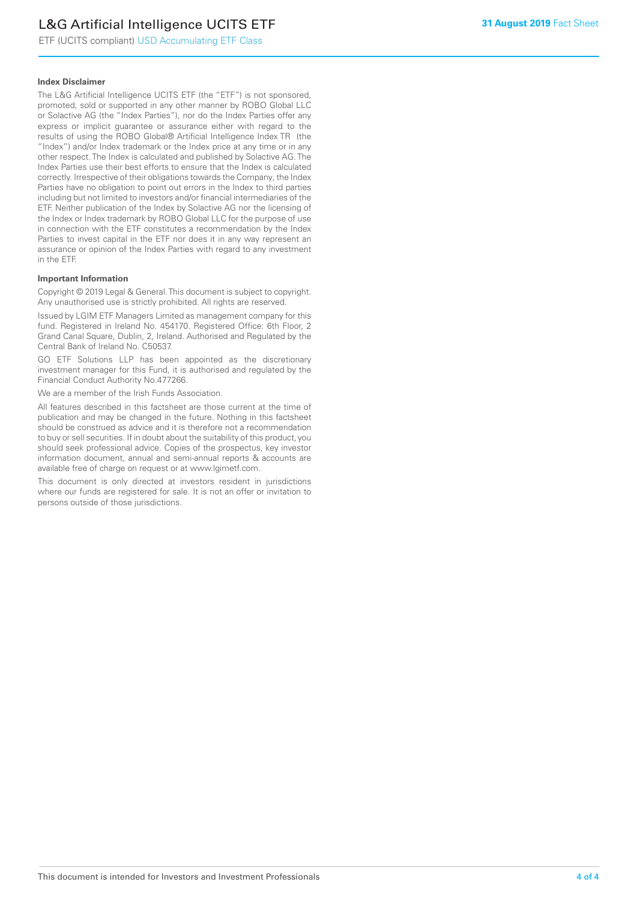### Index Disclaimer

The L&G Artificial Intelligence UCITS ETF (the "ETF") is not sponsored, promoted, sold or supported in any other manner by ROBO Global LLC or Solactive AG (the "Index Parties"), nor do the Index Parties offer any express or implicit guarantee or assurance either with regard to the results of using the ROBO Global® Artificial Intelligence Index TR (the "Index") and/or Index trademark or the Index price at any time or in any other respect. The Index is calculated and published by Solactive AG. The Index Parties use their best efforts to ensure that the Index is calculated correctly. Irrespective of their obligations towards the Company, the Index Parties have no obligation to point out errors in the Index to third parties including but not limited to investors and/or financial intermediaries of the ETF. Neither publication of the Index by Solactive AG nor the licensing of the Index or Index trademark by ROBO Global LLC for the purpose of use in connection with the ETF constitutes a recommendation by the Index Parties to invest capital in the ETF nor does it in any way represent an assurance or opinion of the Index Parties with regard to any investment in the ETF.

### Important Information

Copyright © 2019 Legal & General. This document is subject to copyright. Any unauthorised use is strictly prohibited. All rights are reserved.

Issued by LGIM ETF Managers Limited as management company for this fund. Registered in Ireland No. 454170. Registered Office: 6th Floor, 2 Grand Canal Square, Dublin, 2, Ireland. Authorised and Regulated by the Central Bank of Ireland No. C50537.

GO ETF Solutions LLP has been appointed as the discretionary investment manager for this Fund, it is authorised and regulated by the Financial Conduct Authority No.477266.

We are a member of the Irish Funds Association.

All features described in this factsheet are those current at the time of publication and may be changed in the future. Nothing in this factsheet should be construed as advice and it is therefore not a recommendation to buy or sell securities. If in doubt about the suitability of this product, you should seek professional advice. Copies of the prospectus, key investor information document, annual and semi-annual reports & accounts are available free of charge on request or at www.lgimetf.com.

This document is only directed at investors resident in jurisdictions where our funds are registered for sale. It is not an offer or invitation to persons outside of those jurisdictions.